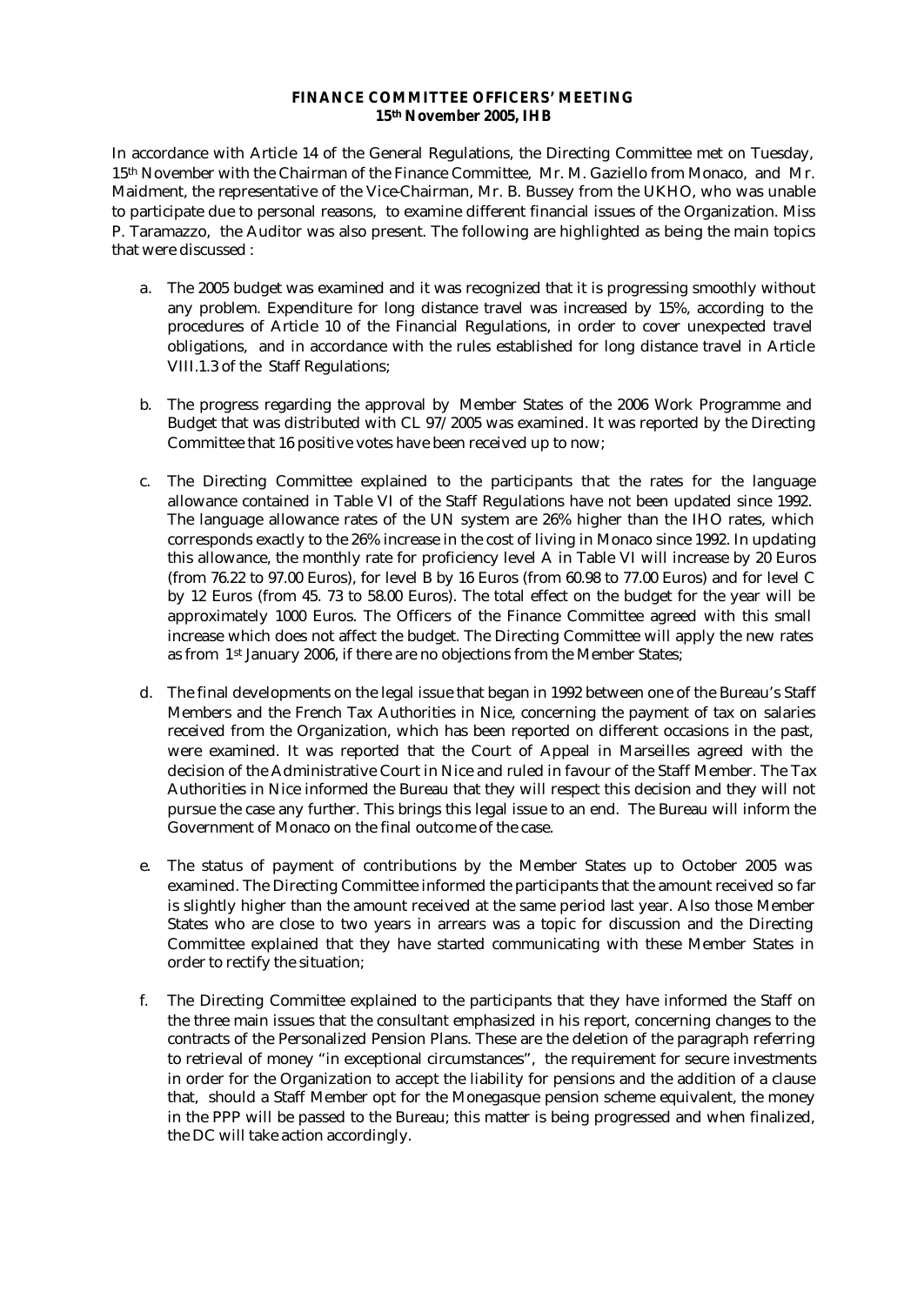**FINANCE COMMITTEE OFFICERS' MEETING**
**15th November 2005, IHB**

In accordance with Article 14 of the General Regulations, the Directing Committee met on Tuesday, 15th November with the Chairman of the Finance Committee, Mr. M. Gaziello from Monaco, and Mr. Maidment, the representative of the Vice-Chairman, Mr. B. Bussey from the UKHO, who was unable to participate due to personal reasons, to examine different financial issues of the Organization. Miss P. Taramazzo, the Auditor was also present. The following are highlighted as being the main topics that were discussed :

a. The 2005 budget was examined and it was recognized that it is progressing smoothly without any problem. Expenditure for long distance travel was increased by 15%, according to the procedures of Article 10 of the Financial Regulations, in order to cover unexpected travel obligations, and in accordance with the rules established for long distance travel in Article VIII.1.3 of the Staff Regulations;

b. The progress regarding the approval by Member States of the 2006 Work Programme and Budget that was distributed with CL 97/2005 was examined. It was reported by the Directing Committee that 16 positive votes have been received up to now;

c. The Directing Committee explained to the participants that the rates for the language allowance contained in Table VI of the Staff Regulations have not been updated since 1992. The language allowance rates of the UN system are 26% higher than the IHO rates, which corresponds exactly to the 26% increase in the cost of living in Monaco since 1992. In updating this allowance, the monthly rate for proficiency level A in Table VI will increase by 20 Euros (from 76.22 to 97.00 Euros), for level B by 16 Euros (from 60.98 to 77.00 Euros) and for level C by 12 Euros (from 45. 73 to 58.00 Euros). The total effect on the budget for the year will be approximately 1000 Euros. The Officers of the Finance Committee agreed with this small increase which does not affect the budget. The Directing Committee will apply the new rates as from 1st January 2006, if there are no objections from the Member States;

d. The final developments on the legal issue that began in 1992 between one of the Bureau's Staff Members and the French Tax Authorities in Nice, concerning the payment of tax on salaries received from the Organization, which has been reported on different occasions in the past, were examined. It was reported that the Court of Appeal in Marseilles agreed with the decision of the Administrative Court in Nice and ruled in favour of the Staff Member. The Tax Authorities in Nice informed the Bureau that they will respect this decision and they will not pursue the case any further. This brings this legal issue to an end. The Bureau will inform the Government of Monaco on the final outcome of the case.

e. The status of payment of contributions by the Member States up to October 2005 was examined. The Directing Committee informed the participants that the amount received so far is slightly higher than the amount received at the same period last year. Also those Member States who are close to two years in arrears was a topic for discussion and the Directing Committee explained that they have started communicating with these Member States in order to rectify the situation;

f. The Directing Committee explained to the participants that they have informed the Staff on the three main issues that the consultant emphasized in his report, concerning changes to the contracts of the Personalized Pension Plans. These are the deletion of the paragraph referring to retrieval of money "in exceptional circumstances", the requirement for secure investments in order for the Organization to accept the liability for pensions and the addition of a clause that, should a Staff Member opt for the Monegasque pension scheme equivalent, the money in the PPP will be passed to the Bureau; this matter is being progressed and when finalized, the DC will take action accordingly.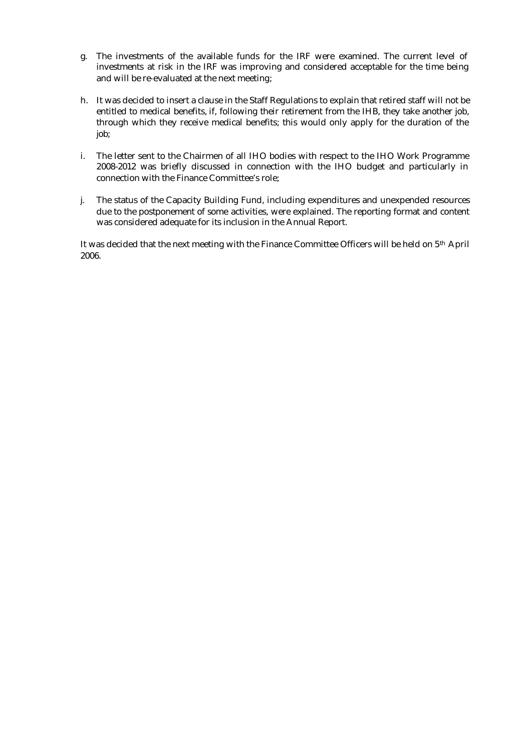g. The investments of the available funds for the IRF were examined. The current level of investments at risk in the IRF was improving and considered acceptable for the time being and will be re-evaluated at the next meeting;

h. It was decided to insert a clause in the Staff Regulations to explain that retired staff will not be entitled to medical benefits, if, following their retirement from the IHB, they take another job, through which they receive medical benefits; this would only apply for the duration of the job;

i. The letter sent to the Chairmen of all IHO bodies with respect to the IHO Work Programme 2008-2012 was briefly discussed in connection with the IHO budget and particularly in connection with the Finance Committee's role;

j. The status of the Capacity Building Fund, including expenditures and unexpended resources due to the postponement of some activities, were explained. The reporting format and content was considered adequate for its inclusion in the Annual Report.

It was decided that the next meeting with the Finance Committee Officers will be held on 5th April 2006.